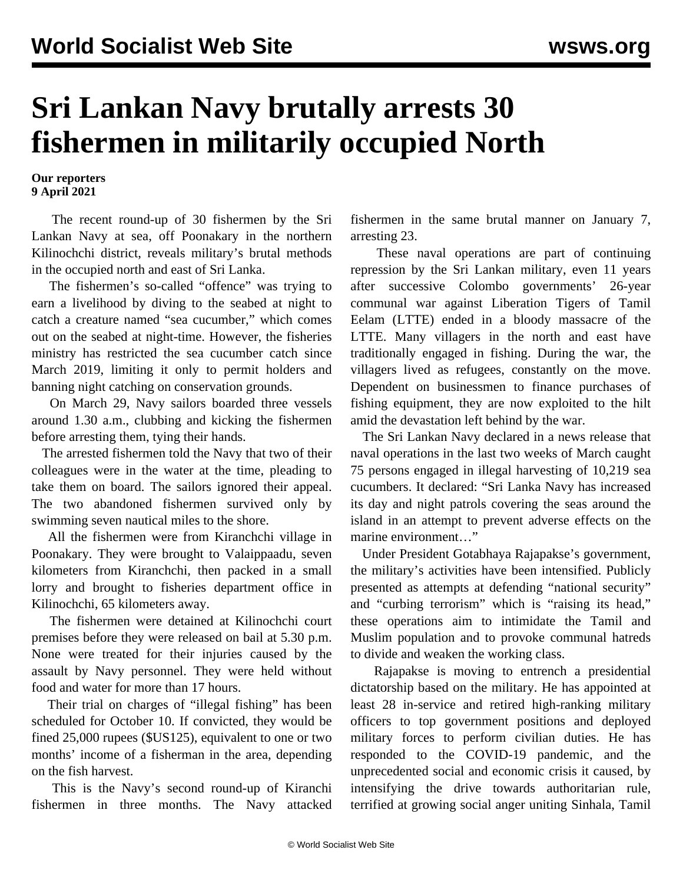# Sri Lankan Navy brutally arrests 30 fishermen in militarily occupied North

**Our reporters**
**9 April 2021**

The recent round-up of 30 fishermen by the Sri Lankan Navy at sea, off Poonakary in the northern Kilinochchi district, reveals military's brutal methods in the occupied north and east of Sri Lanka.

The fishermen's so-called "offence" was trying to earn a livelihood by diving to the seabed at night to catch a creature named "sea cucumber," which comes out on the seabed at night-time. However, the fisheries ministry has restricted the sea cucumber catch since March 2019, limiting it only to permit holders and banning night catching on conservation grounds.

On March 29, Navy sailors boarded three vessels around 1.30 a.m., clubbing and kicking the fishermen before arresting them, tying their hands.

The arrested fishermen told the Navy that two of their colleagues were in the water at the time, pleading to take them on board. The sailors ignored their appeal. The two abandoned fishermen survived only by swimming seven nautical miles to the shore.

All the fishermen were from Kiranchchi village in Poonakary. They were brought to Valaippaadu, seven kilometers from Kiranchchi, then packed in a small lorry and brought to fisheries department office in Kilinochchi, 65 kilometers away.

The fishermen were detained at Kilinochchi court premises before they were released on bail at 5.30 p.m. None were treated for their injuries caused by the assault by Navy personnel. They were held without food and water for more than 17 hours.

Their trial on charges of "illegal fishing" has been scheduled for October 10. If convicted, they would be fined 25,000 rupees ($US125), equivalent to one or two months' income of a fisherman in the area, depending on the fish harvest.

This is the Navy's second round-up of Kiranchi fishermen in three months. The Navy attacked fishermen in the same brutal manner on January 7, arresting 23.

These naval operations are part of continuing repression by the Sri Lankan military, even 11 years after successive Colombo governments' 26-year communal war against Liberation Tigers of Tamil Eelam (LTTE) ended in a bloody massacre of the LTTE. Many villagers in the north and east have traditionally engaged in fishing. During the war, the villagers lived as refugees, constantly on the move. Dependent on businessmen to finance purchases of fishing equipment, they are now exploited to the hilt amid the devastation left behind by the war.

The Sri Lankan Navy declared in a news release that naval operations in the last two weeks of March caught 75 persons engaged in illegal harvesting of 10,219 sea cucumbers. It declared: "Sri Lanka Navy has increased its day and night patrols covering the seas around the island in an attempt to prevent adverse effects on the marine environment…"

Under President Gotabhaya Rajapakse's government, the military's activities have been intensified. Publicly presented as attempts at defending "national security" and "curbing terrorism" which is "raising its head," these operations aim to intimidate the Tamil and Muslim population and to provoke communal hatreds to divide and weaken the working class.

Rajapakse is moving to entrench a presidential dictatorship based on the military. He has appointed at least 28 in-service and retired high-ranking military officers to top government positions and deployed military forces to perform civilian duties. He has responded to the COVID-19 pandemic, and the unprecedented social and economic crisis it caused, by intensifying the drive towards authoritarian rule, terrified at growing social anger uniting Sinhala, Tamil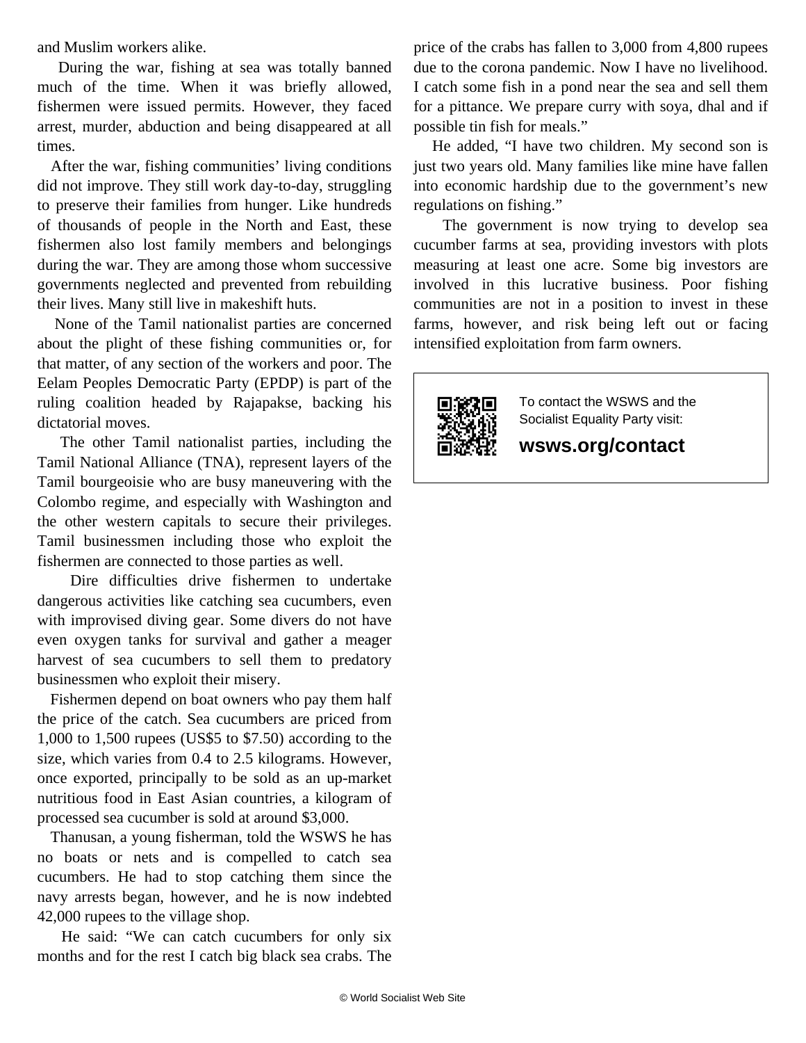and Muslim workers alike.

During the war, fishing at sea was totally banned much of the time. When it was briefly allowed, fishermen were issued permits. However, they faced arrest, murder, abduction and being disappeared at all times.

After the war, fishing communities' living conditions did not improve. They still work day-to-day, struggling to preserve their families from hunger. Like hundreds of thousands of people in the North and East, these fishermen also lost family members and belongings during the war. They are among those whom successive governments neglected and prevented from rebuilding their lives. Many still live in makeshift huts.

None of the Tamil nationalist parties are concerned about the plight of these fishing communities or, for that matter, of any section of the workers and poor. The Eelam Peoples Democratic Party (EPDP) is part of the ruling coalition headed by Rajapakse, backing his dictatorial moves.

The other Tamil nationalist parties, including the Tamil National Alliance (TNA), represent layers of the Tamil bourgeoisie who are busy maneuvering with the Colombo regime, and especially with Washington and the other western capitals to secure their privileges. Tamil businessmen including those who exploit the fishermen are connected to those parties as well.

Dire difficulties drive fishermen to undertake dangerous activities like catching sea cucumbers, even with improvised diving gear. Some divers do not have even oxygen tanks for survival and gather a meager harvest of sea cucumbers to sell them to predatory businessmen who exploit their misery.

Fishermen depend on boat owners who pay them half the price of the catch. Sea cucumbers are priced from 1,000 to 1,500 rupees (US$5 to $7.50) according to the size, which varies from 0.4 to 2.5 kilograms. However, once exported, principally to be sold as an up-market nutritious food in East Asian countries, a kilogram of processed sea cucumber is sold at around $3,000.

Thanusan, a young fisherman, told the WSWS he has no boats or nets and is compelled to catch sea cucumbers. He had to stop catching them since the navy arrests began, however, and he is now indebted 42,000 rupees to the village shop.

He said: "We can catch cucumbers for only six months and for the rest I catch big black sea crabs. The price of the crabs has fallen to 3,000 from 4,800 rupees due to the corona pandemic. Now I have no livelihood. I catch some fish in a pond near the sea and sell them for a pittance. We prepare curry with soya, dhal and if possible tin fish for meals."

He added, "I have two children. My second son is just two years old. Many families like mine have fallen into economic hardship due to the government's new regulations on fishing."

The government is now trying to develop sea cucumber farms at sea, providing investors with plots measuring at least one acre. Some big investors are involved in this lucrative business. Poor fishing communities are not in a position to invest in these farms, however, and risk being left out or facing intensified exploitation from farm owners.

To contact the WSWS and the Socialist Equality Party visit:

**wsws.org/contact**